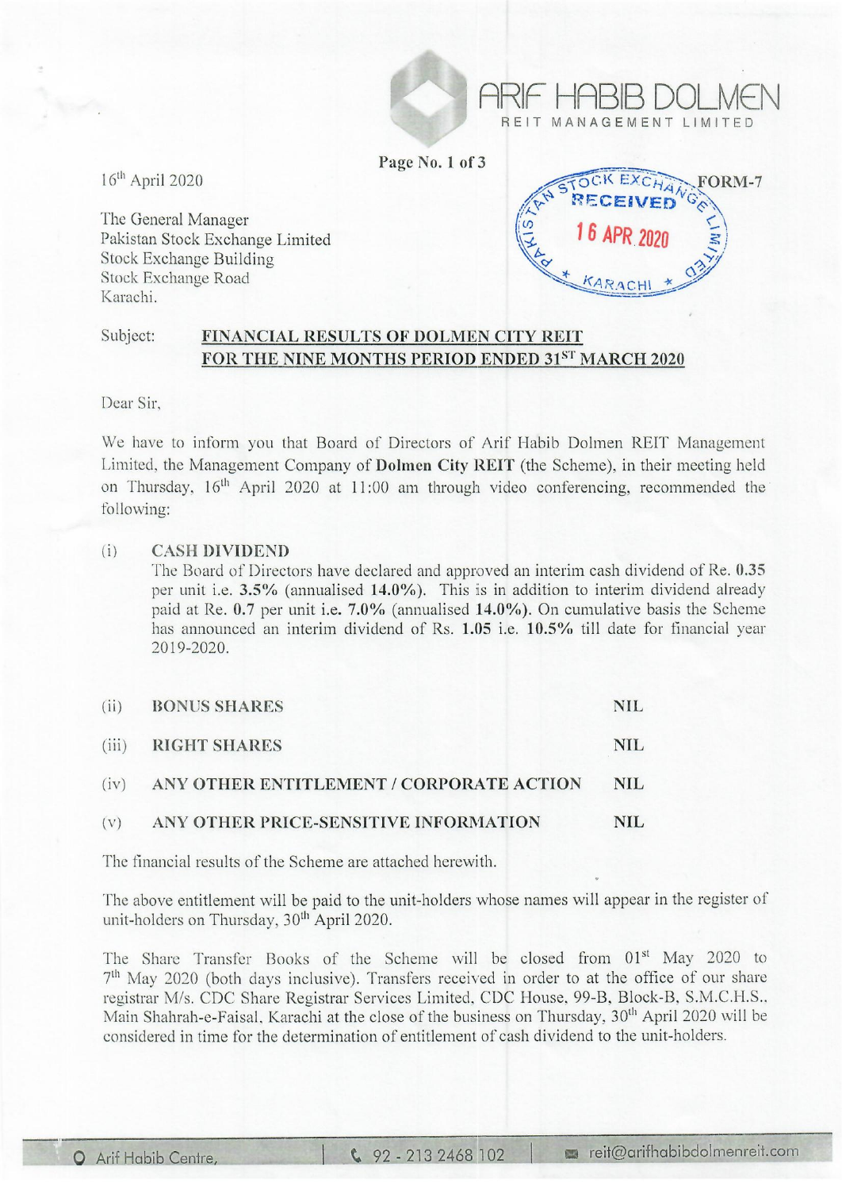**ARIF HABIB DOLMEN**
REIT MANAGEMENT LIMITED

**FORM-7**

16th April 2020

The General Manager
Pakistan Stock Exchange Limited
Stock Exchange Building
Stock Exchange Road
Karachi.

PAKISTAN STOCK EXCHANGE LIMITED
RECEIVED
16 APR 2020
KARACHI

Subject: **FINANCIAL RESULTS OF DOLMEN CITY REIT FOR THE NINE MONTHS PERIOD ENDED 31ST MARCH 2020**

Dear Sir,

We have to inform you that Board of Directors of Arif Habib Dolmen REIT Management Limited, the Management Company of **Dolmen City REIT** (the Scheme), in their meeting held on Thursday, 16th April 2020 at 11:00 am through video conferencing, recommended the following:

(i) **CASH DIVIDEND**

The Board of Directors have declared and approved an interim cash dividend of Re. **0.35** per unit i.e. **3.5%** (annualised **14.0%**). This is in addition to interim dividend already paid at Re. **0.7** per unit **i.e. 7.0%** (annualised **14.0%**). On cumulative basis the Scheme has announced an interim dividend of Rs. **1.05** i.e. **10.5%** till date for financial year 2019-2020.

| | | |
|---|---|---|
| (ii) | **BONUS SHARES** | **NIL** |
| (iii) | **RIGHT SHARES** | **NIL** |
| (iv) | **ANY OTHER ENTITLEMENT / CORPORATE ACTION** | **NIL** |
| (v) | **ANY OTHER PRICE-SENSITIVE INFORMATION** | **NIL** |

The financial results of the Scheme are attached herewith.

The above entitlement will be paid to the unit-holders whose names will appear in the register of unit-holders on Thursday, 30th April 2020.

The Share Transfer Books of the Scheme will be closed from 01st May 2020 to 7th May 2020 (both days inclusive). Transfers received in order to at the office of our share registrar M/s. CDC Share Registrar Services Limited, CDC House, 99-B, Block-B, S.M.C.H.S., Main Shahrah-e-Faisal, Karachi at the close of the business on Thursday, 30th April 2020 will be considered in time for the determination of entitlement of cash dividend to the unit-holders.

Arif Habib Centre, | 92 - 213 2468 102 | reit@arifhabibdolmenreit.com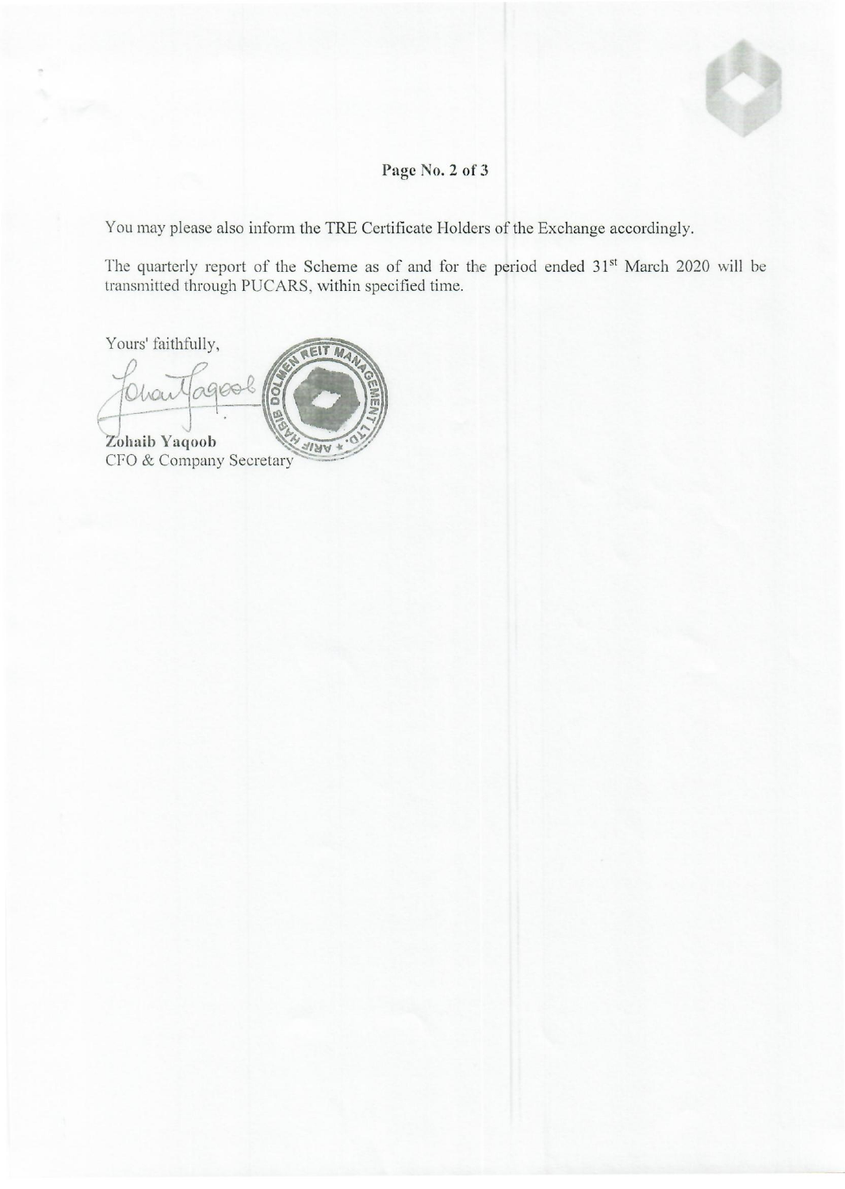You may please also inform the TRE Certificate Holders of the Exchange accordingly.

The quarterly report of the Scheme as of and for the period ended 31st March 2020 will be transmitted through PUCARS, within specified time.

Yours' faithfully,

**Zohaib Yaqoob**
CFO & Company Secretary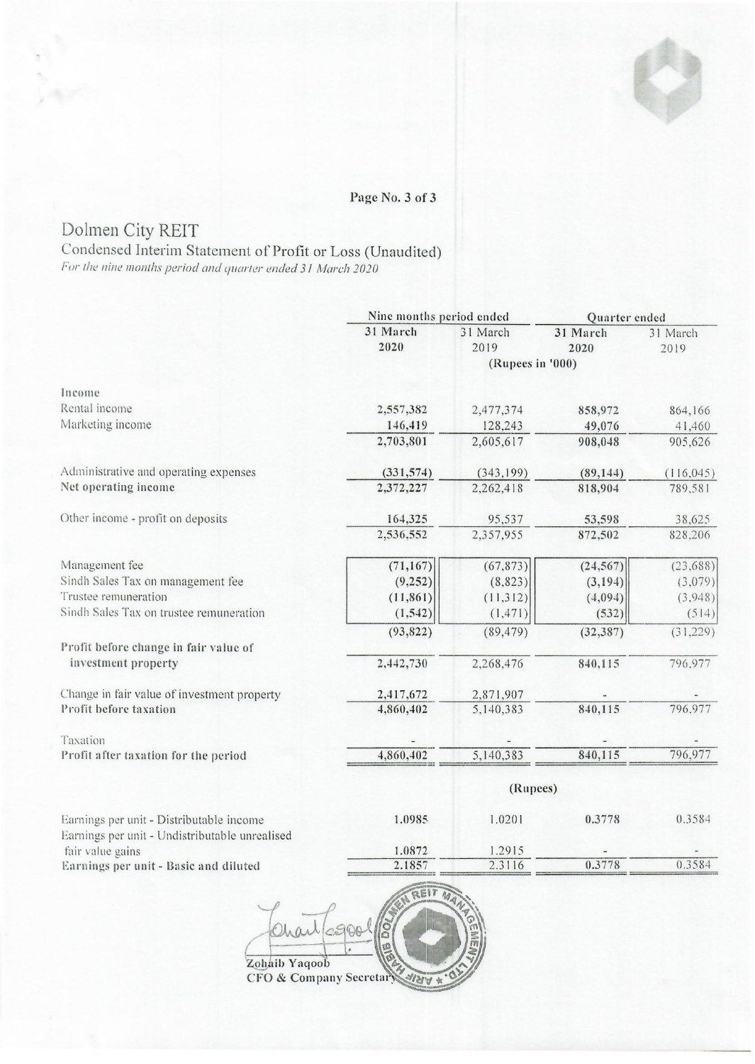# Dolmen City REIT

## Condensed Interim Statement of Profit or Loss (Unaudited)

*For the nine months period and quarter ended 31 March 2020*

| | Nine months period ended | | Quarter ended | |
|---|---|---|---|---|
| | **31 March 2020** | 31 March 2019 | **31 March 2020** | 31 March 2019 |
| | (Rupees in '000) | | | |
| **Income** | | | | |
| Rental income | **2,557,382** | 2,477,374 | **858,972** | 864,166 |
| Marketing income | **146,419** | 128,243 | **49,076** | 41,460 |
| | **2,703,801** | 2,605,617 | **908,048** | 905,626 |
| Administrative and operating expenses | **(331,574)** | (343,199) | **(89,144)** | (116,045) |
| **Net operating income** | **2,372,227** | 2,262,418 | **818,904** | 789,581 |
| Other income - profit on deposits | **164,325** | 95,537 | **53,598** | 38,625 |
| | **2,536,552** | 2,357,955 | **872,502** | 828,206 |
| Management fee | **(71,167)** | (67,873) | **(24,567)** | (23,688) |
| Sindh Sales Tax on management fee | **(9,252)** | (8,823) | **(3,194)** | (3,079) |
| Trustee remuneration | **(11,861)** | (11,312) | **(4,094)** | (3,948) |
| Sindh Sales Tax on trustee remuneration | **(1,542)** | (1,471) | **(532)** | (514) |
| | **(93,822)** | (89,479) | **(32,387)** | (31,229) |
| **Profit before change in fair value of investment property** | **2,442,730** | 2,268,476 | **840,115** | 796,977 |
| Change in fair value of investment property | **2,417,672** | 2,871,907 | **-** | - |
| **Profit before taxation** | **4,860,402** | 5,140,383 | **840,115** | 796,977 |
| Taxation | **-** | - | **-** | - |
| **Profit after taxation for the period** | **4,860,402** | 5,140,383 | **840,115** | 796,977 |
| | (Rupees) | | | |
| Earnings per unit - Distributable income | **1.0985** | 1.0201 | **0.3778** | 0.3584 |
| Earnings per unit - Undistributable unrealised fair value gains | **1.0872** | 1.2915 | **-** | - |
| **Earnings per unit - Basic and diluted** | **2.1857** | 2.3116 | **0.3778** | 0.3584 |

Zohaib Yaqoob
CFO & Company Secretary

ARIF HABIB DOLMEN REIT MANAGEMENT LTD.